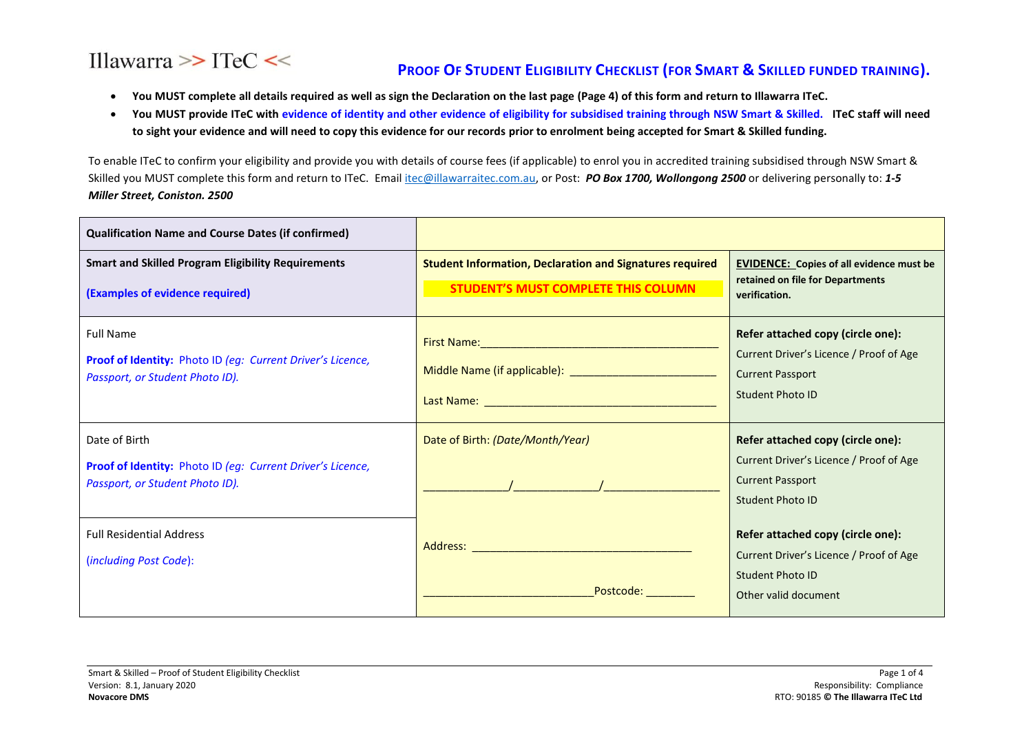Illawarra >> ITeC <<

# PROOF OF STUDENT ELIGIBILITY CHECKLIST (FOR SMART & SKILLED FUNDED TRAINING).

- **You MUST complete all details required as well as sign the Declaration on the last page (Page 4) of this form and return to Illawarra ITeC.**
- **You MUST provide ITeC with evidence of identity and other evidence of eligibility for subsidised training through NSW Smart & Skilled. ITeC staff will need to sight your evidence and will need to copy this evidence for our records prior to enrolment being accepted for Smart & Skilled funding.**

To enable ITeC to confirm your eligibility and provide you with details of course fees (if applicable) to enrol you in accredited training subsidised through NSW Smart & Skilled you MUST complete this form and return to ITeC. Email itec@illawarraitec.com.au, or Post: ***PO Box 1700, Wollongong 2500*** or delivering personally to: ***1-5 Miller Street, Coniston. 2500***

| | | |
|---|---|---|
| **Qualification Name and Course Dates (if confirmed)** | | |
| **Smart and Skilled Program Eligibility Requirements**<br><br>**(Examples of evidence required)** | **Student Information, Declaration and Signatures required**<br><br>**STUDENT'S MUST COMPLETE THIS COLUMN** | **EVIDENCE: Copies of all evidence must be retained on file for Departments verification.** |
| Full Name<br><br>**Proof of Identity:** Photo ID *(eg: Current Driver's Licence, Passport, or Student Photo ID).* | First Name:________________________________________<br><br>Middle Name (if applicable): _______________________<br><br>Last Name: ________________________________________ | **Refer attached copy (circle one):**<br>Current Driver's Licence / Proof of Age<br>Current Passport<br>Student Photo ID |
| Date of Birth<br><br>**Proof of Identity:** Photo ID *(eg: Current Driver's Licence, Passport, or Student Photo ID).* | Date of Birth: *(Date/Month/Year)*<br><br>_____________/_____________/__________________ | **Refer attached copy (circle one):**<br>Current Driver's Licence / Proof of Age<br>Current Passport<br>Student Photo ID |
| Full Residential Address<br><br>*(including Post Code)*: | Address: __________________________________<br><br>___________________________Postcode: ________ | **Refer attached copy (circle one):**<br>Current Driver's Licence / Proof of Age<br>Student Photo ID<br>Other valid document |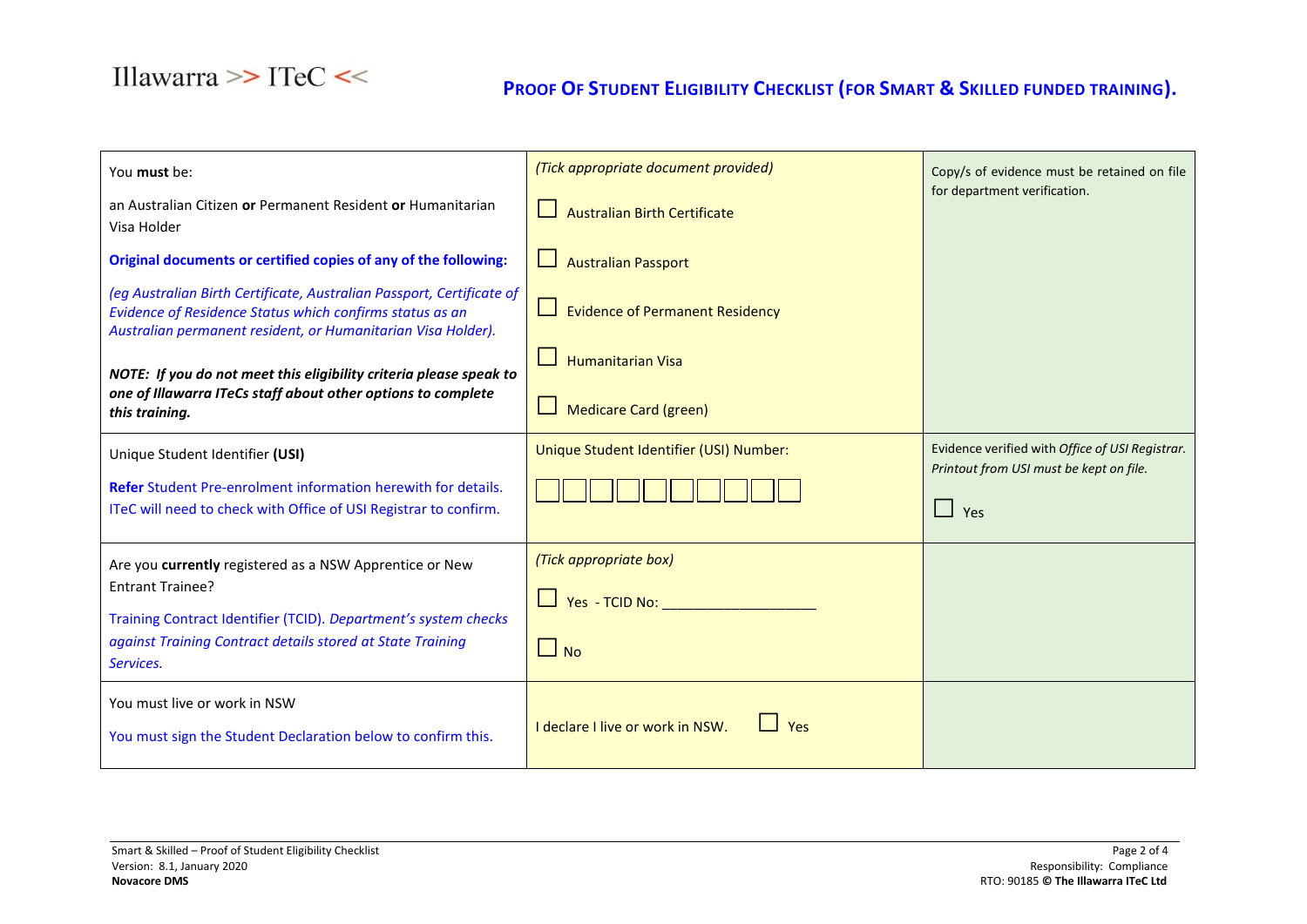Illawarra >> ITeC <<

# PROOF OF STUDENT ELIGIBILITY CHECKLIST (FOR SMART & SKILLED FUNDED TRAINING).

| | | |
|---|---|---|
| You **must** be:<br><br>an Australian Citizen **or** Permanent Resident **or** Humanitarian Visa Holder<br><br>**Original documents or certified copies of any of the following:**<br><br>*(eg Australian Birth Certificate, Australian Passport, Certificate of Evidence of Residence Status which confirms status as an Australian permanent resident, or Humanitarian Visa Holder).*<br><br>***NOTE: If you do not meet this eligibility criteria please speak to one of Illawarra ITeCs staff about other options to complete this training.*** | *(Tick appropriate document provided)*<br><br>☐ Australian Birth Certificate<br><br>☐ Australian Passport<br><br>☐ Evidence of Permanent Residency<br><br>☐ Humanitarian Visa<br><br>☐ Medicare Card (green) | Copy/s of evidence must be retained on file for department verification. |
| Unique Student Identifier **(USI)**<br><br>**Refer** Student Pre-enrolment information herewith for details. ITeC will need to check with Office of USI Registrar to confirm. | Unique Student Identifier (USI) Number:<br><br>☐☐☐☐☐☐☐☐☐☐ | Evidence verified with *Office of USI Registrar. Printout from USI must be kept on file.*<br><br>☐ Yes |
| Are you **currently** registered as a NSW Apprentice or New Entrant Trainee?<br><br>Training Contract Identifier (TCID). *Department's system checks against Training Contract details stored at State Training Services.* | *(Tick appropriate box)*<br><br>☐ Yes - TCID No: ___________________<br><br>☐ No | |
| You must live or work in NSW<br><br>You must sign the Student Declaration below to confirm this. | I declare I live or work in NSW. ☐ Yes | |

Smart & Skilled – Proof of Student Eligibility Checklist
Version: 8.1, January 2020
**Novacore DMS**

Responsibility: Compliance
RTO: 90185 **© The Illawarra ITeC Ltd**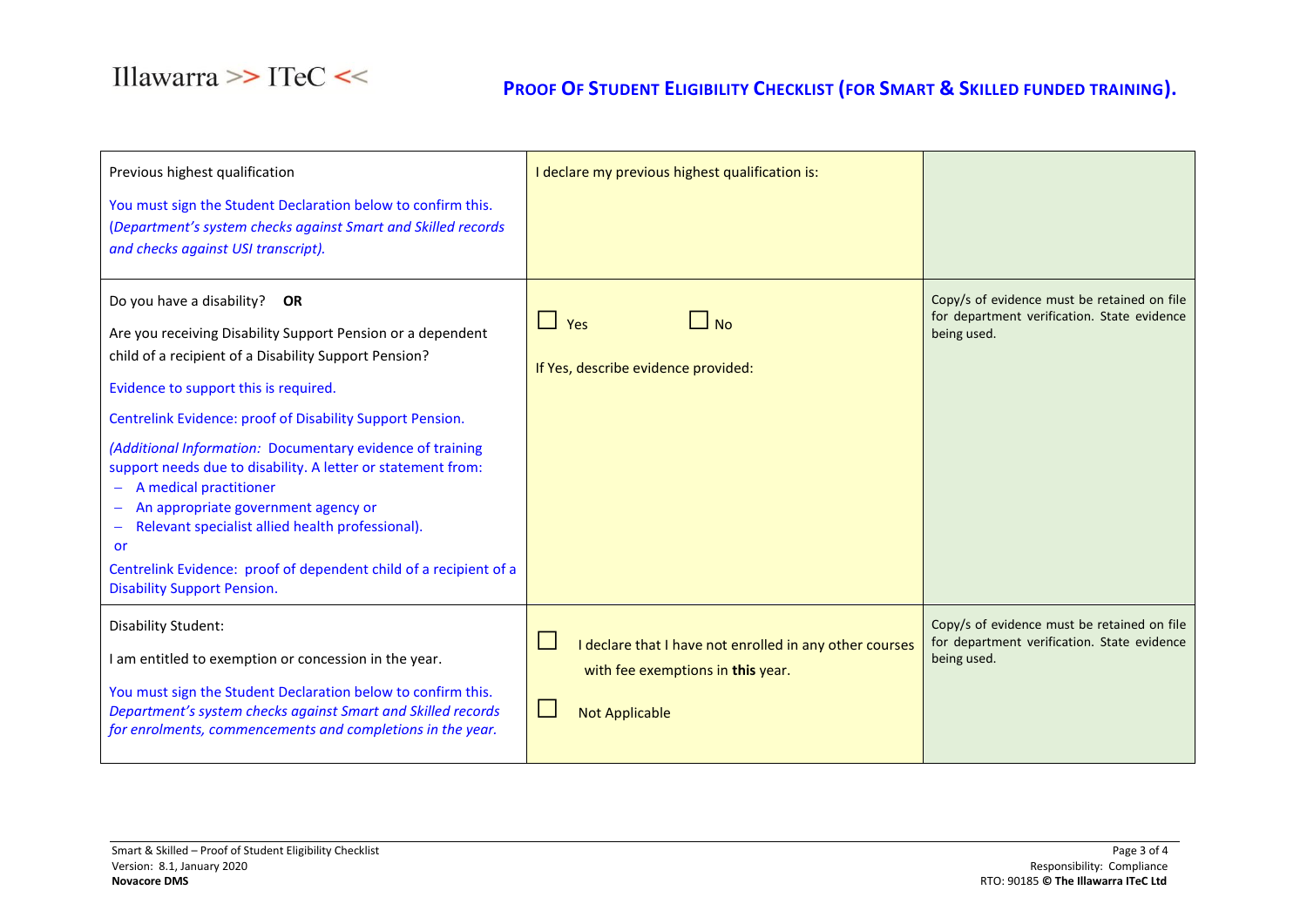| | | |
|---|---|---|
| Previous highest qualification<br><br>You must sign the Student Declaration below to confirm this.<br>(*Department's system checks against Smart and Skilled records and checks against USI transcript).* | I declare my previous highest qualification is: | |
| Do you have a disability? **OR**<br><br>Are you receiving Disability Support Pension or a dependent child of a recipient of a Disability Support Pension?<br><br>Evidence to support this is required.<br><br>Centrelink Evidence: proof of Disability Support Pension.<br><br>*(Additional Information:* Documentary evidence of training support needs due to disability. A letter or statement from:<br>– A medical practitioner<br>– An appropriate government agency or<br>– Relevant specialist allied health professional).<br>or<br>Centrelink Evidence: proof of dependent child of a recipient of a Disability Support Pension. | ☐ Yes ☐ No<br><br>If Yes, describe evidence provided: | Copy/s of evidence must be retained on file for department verification. State evidence being used. |
| Disability Student:<br><br>I am entitled to exemption or concession in the year.<br><br>You must sign the Student Declaration below to confirm this.<br>*Department's system checks against Smart and Skilled records for enrolments, commencements and completions in the year.* | ☐ I declare that I have not enrolled in any other courses with fee exemptions in **this** year.<br><br>☐ Not Applicable | Copy/s of evidence must be retained on file for department verification. State evidence being used. |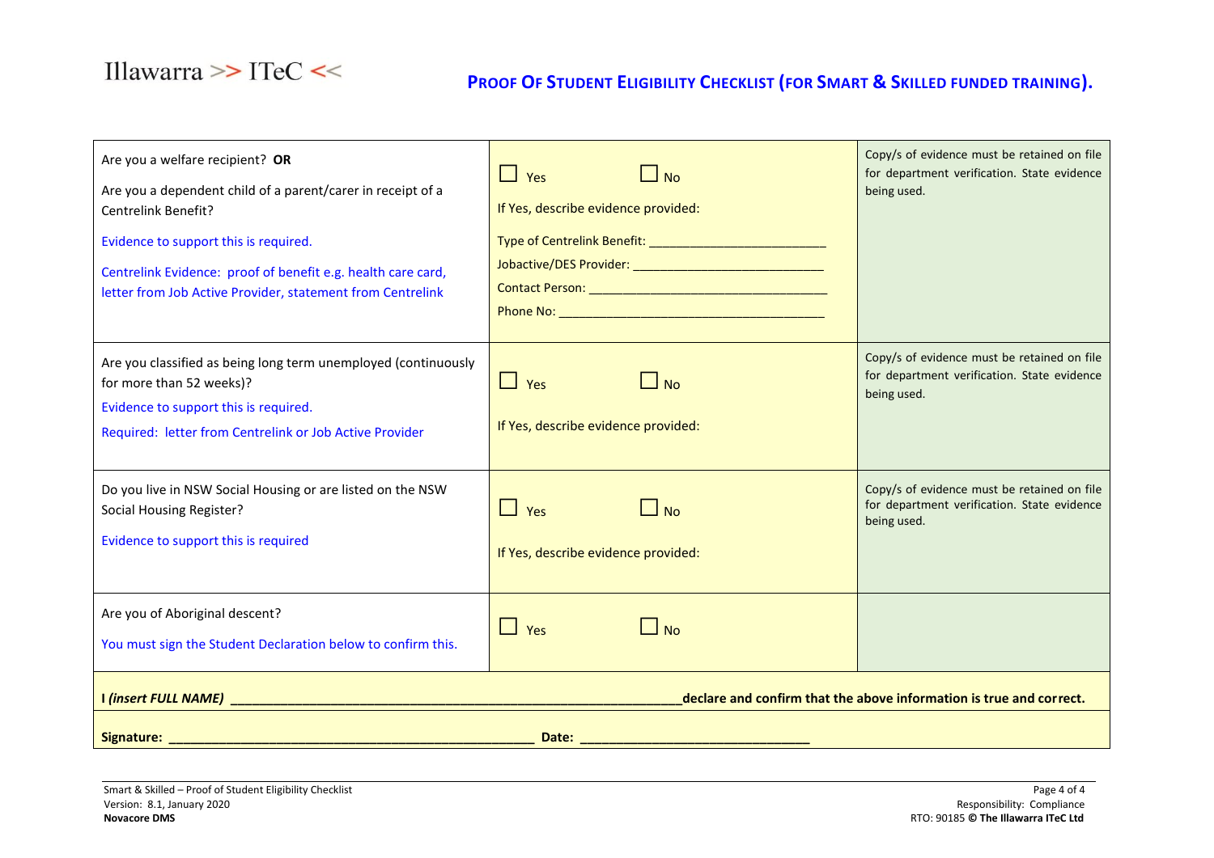Illawarra >> ITeC <<

## Proof Of Student Eligibility Checklist (for Smart & Skilled funded training).

| | | |
|---|---|---|
| Are you a welfare recipient? **OR**<br><br>Are you a dependent child of a parent/carer in receipt of a Centrelink Benefit?<br><br>Evidence to support this is required.<br><br>Centrelink Evidence: proof of benefit e.g. health care card, letter from Job Active Provider, statement from Centrelink | ☐ Yes ☐ No<br><br>If Yes, describe evidence provided:<br><br>Type of Centrelink Benefit: ________________________<br>Jobactive/DES Provider: ___________________________<br>Contact Person: ___________________________________<br>Phone No: ______________________________________ | Copy/s of evidence must be retained on file for department verification. State evidence being used. |
| Are you classified as being long term unemployed (continuously for more than 52 weeks)?<br><br>Evidence to support this is required.<br><br>Required: letter from Centrelink or Job Active Provider | ☐ Yes ☐ No<br><br>If Yes, describe evidence provided: | Copy/s of evidence must be retained on file for department verification. State evidence being used. |
| Do you live in NSW Social Housing or are listed on the NSW Social Housing Register?<br><br>Evidence to support this is required | ☐ Yes ☐ No<br><br>If Yes, describe evidence provided: | Copy/s of evidence must be retained on file for department verification. State evidence being used. |
| Are you of Aboriginal descent?<br><br>You must sign the Student Declaration below to confirm this. | ☐ Yes ☐ No | |

**I *(insert FULL NAME)* ____________________________________________________ declare and confirm that the above information is true and correct.**

**Signature:** ________________________________________ **Date:** __________________________

Smart & Skilled – Proof of Student Eligibility Checklist
Version: 8.1, January 2020
**Novacore DMS**

Responsibility: Compliance
RTO: 90185 **© The Illawarra ITeC Ltd**